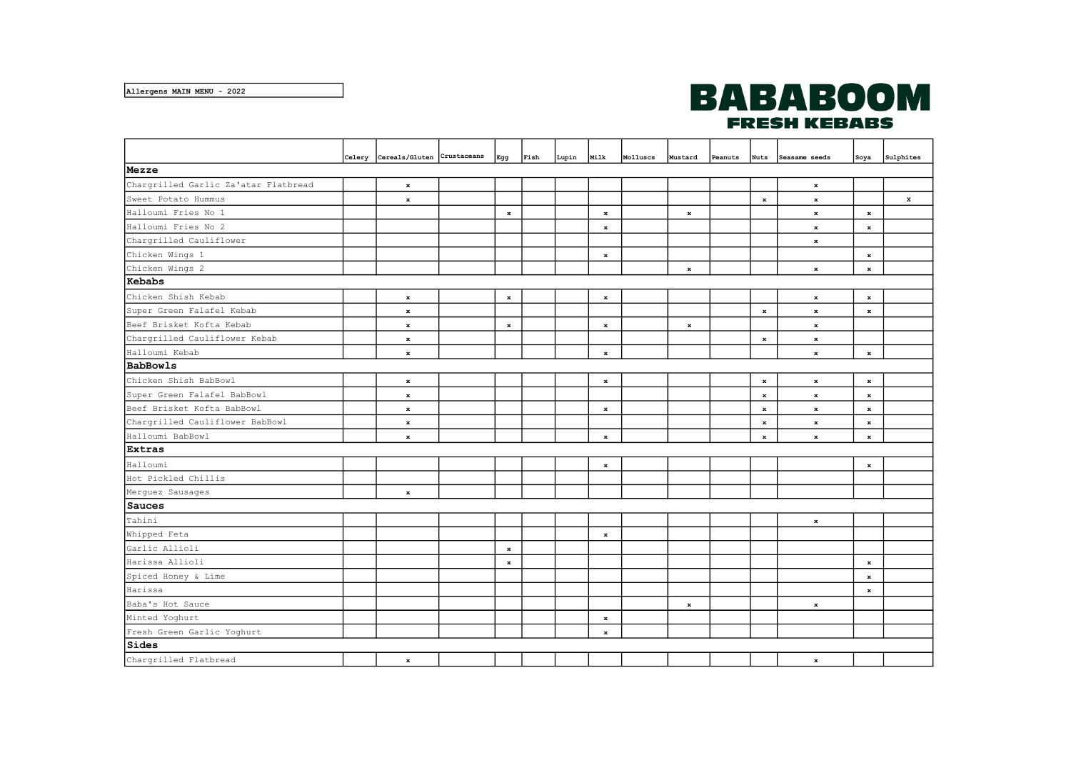Allergens MAIN MENU - 2022

# BABABOOM
## FRESH KEBABS

| | Celery | Cereals/Gluten | Crustaceans | Egg | Fish | Lupin | Milk | Molluscs | Mustard | Peanuts | Nuts | Seasame seeds | Soya | Sulphites |
|---|---|---|---|---|---|---|---|---|---|---|---|---|---|---|
| **Mezze** | | | | | | | | | | | | | | |
| Chargrilled Garlic Za'atar Flatbread | | x | | | | | | | | | | x | | |
| Sweet Potato Hummus | | x | | | | | | | | | x | x | | x |
| Halloumi Fries No 1 | | | | x | | | x | | x | | | x | x | |
| Halloumi Fries No 2 | | | | | | | x | | | | | x | x | |
| Chargrilled Cauliflower | | | | | | | | | | | | x | | |
| Chicken Wings 1 | | | | | | | x | | | | | | x | |
| Chicken Wings 2 | | | | | | | | | x | | | x | x | |
| **Kebabs** | | | | | | | | | | | | | | |
| Chicken Shish Kebab | | x | | x | | | x | | | | | x | x | |
| Super Green Falafel Kebab | | x | | | | | | | | | x | x | x | |
| Beef Brisket Kofta Kebab | | x | | x | | | x | | x | | | x | | |
| Chargrilled Cauliflower Kebab | | x | | | | | | | | | x | x | | |
| Halloumi Kebab | | x | | | | | x | | | | | x | x | |
| **BabBowls** | | | | | | | | | | | | | | |
| Chicken Shish BabBowl | | x | | | | | x | | | | x | x | x | |
| Super Green Falafel BabBowl | | x | | | | | | | | | x | x | x | |
| Beef Brisket Kofta BabBowl | | x | | | | | x | | | | x | x | x | |
| Chargrilled Cauliflower BabBowl | | x | | | | | | | | | x | x | x | |
| Halloumi BabBowl | | x | | | | | x | | | | x | x | x | |
| **Extras** | | | | | | | | | | | | | | |
| Halloumi | | | | | | | x | | | | | | x | |
| Hot Pickled Chillis | | | | | | | | | | | | | | |
| Merguez Sausages | | x | | | | | | | | | | | | |
| **Sauces** | | | | | | | | | | | | | | |
| Tahini | | | | | | | | | | | | x | | |
| Whipped Feta | | | | | | | x | | | | | | | |
| Garlic Allioli | | | | x | | | | | | | | | | |
| Harissa Allioli | | | | x | | | | | | | | | x | |
| Spiced Honey & Lime | | | | | | | | | | | | | x | |
| Harissa | | | | | | | | | | | | | x | |
| Baba's Hot Sauce | | | | | | | | | x | | | x | | |
| Minted Yoghurt | | | | | | | x | | | | | | | |
| Fresh Green Garlic Yoghurt | | | | | | | x | | | | | | | |
| **Sides** | | | | | | | | | | | | | | |
| Chargrilled Flatbread | | x | | | | | | | | | | x | | |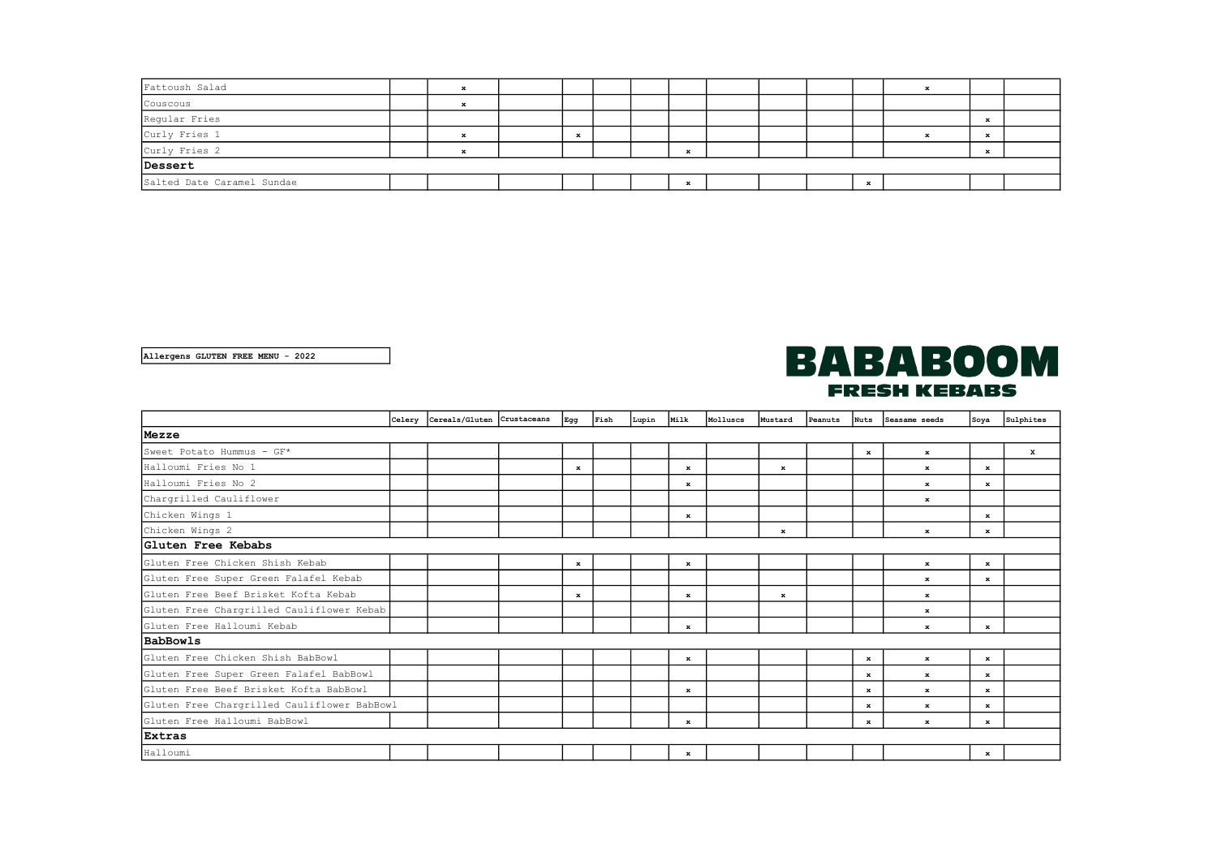| | Celery | Cereals/Gluten | Crustaceans | Egg | Fish | Lupin | Milk | Molluscs | Mustard | Peanuts | Nuts | Seasame seeds | Soya | Sulphites |
|---|---|---|---|---|---|---|---|---|---|---|---|---|---|---|
| Fattoush Salad | | x | | | | | | | | | | x | | |
| Couscous | | x | | | | | | | | | | | | |
| Regular Fries | | | | | | | | | | | | | x | |
| Curly Fries 1 | | x | | x | | | | | | | | x | x | |
| Curly Fries 2 | | x | | | | | x | | | | | | x | |
| **Dessert** | | | | | | | | | | | | | | |
| Salted Date Caramel Sundae | | | | | | | x | | | | x | | | |

**Allergens GLUTEN FREE MENU - 2022**

**BABABOOM**
**FRESH KEBABS**

| | Celery | Cereals/Gluten | Crustaceans | Egg | Fish | Lupin | Milk | Molluscs | Mustard | Peanuts | Nuts | Seasame seeds | Soya | Sulphites |
|---|---|---|---|---|---|---|---|---|---|---|---|---|---|---|
| **Mezze** | | | | | | | | | | | | | | |
| Sweet Potato Hummus - GF* | | | | | | | | | | | x | x | | X |
| Halloumi Fries No 1 | | | | x | | | x | | x | | | x | x | |
| Halloumi Fries No 2 | | | | | | | x | | | | | x | x | |
| Chargrilled Cauliflower | | | | | | | | | | | | x | | |
| Chicken Wings 1 | | | | | | | x | | | | | | x | |
| Chicken Wings 2 | | | | | | | | | x | | | x | x | |
| **Gluten Free Kebabs** | | | | | | | | | | | | | | |
| Gluten Free Chicken Shish Kebab | | | | x | | | x | | | | | x | x | |
| Gluten Free Super Green Falafel Kebab | | | | | | | | | | | | x | x | |
| Gluten Free Beef Brisket Kofta Kebab | | | | x | | | x | | x | | | x | | |
| Gluten Free Chargrilled Cauliflower Kebab | | | | | | | | | | | | x | | |
| Gluten Free Halloumi Kebab | | | | | | | x | | | | | x | x | |
| **BabBowls** | | | | | | | | | | | | | | |
| Gluten Free Chicken Shish BabBowl | | | | | | | x | | | | x | x | x | |
| Gluten Free Super Green Falafel BabBowl | | | | | | | | | | | x | x | x | |
| Gluten Free Beef Brisket Kofta BabBowl | | | | | | | x | | | | x | x | x | |
| Gluten Free Chargrilled Cauliflower BabBowl | | | | | | | | | | | x | x | x | |
| Gluten Free Halloumi BabBowl | | | | | | | x | | | | x | x | x | |
| **Extras** | | | | | | | | | | | | | | |
| Halloumi | | | | | | | x | | | | | | x | |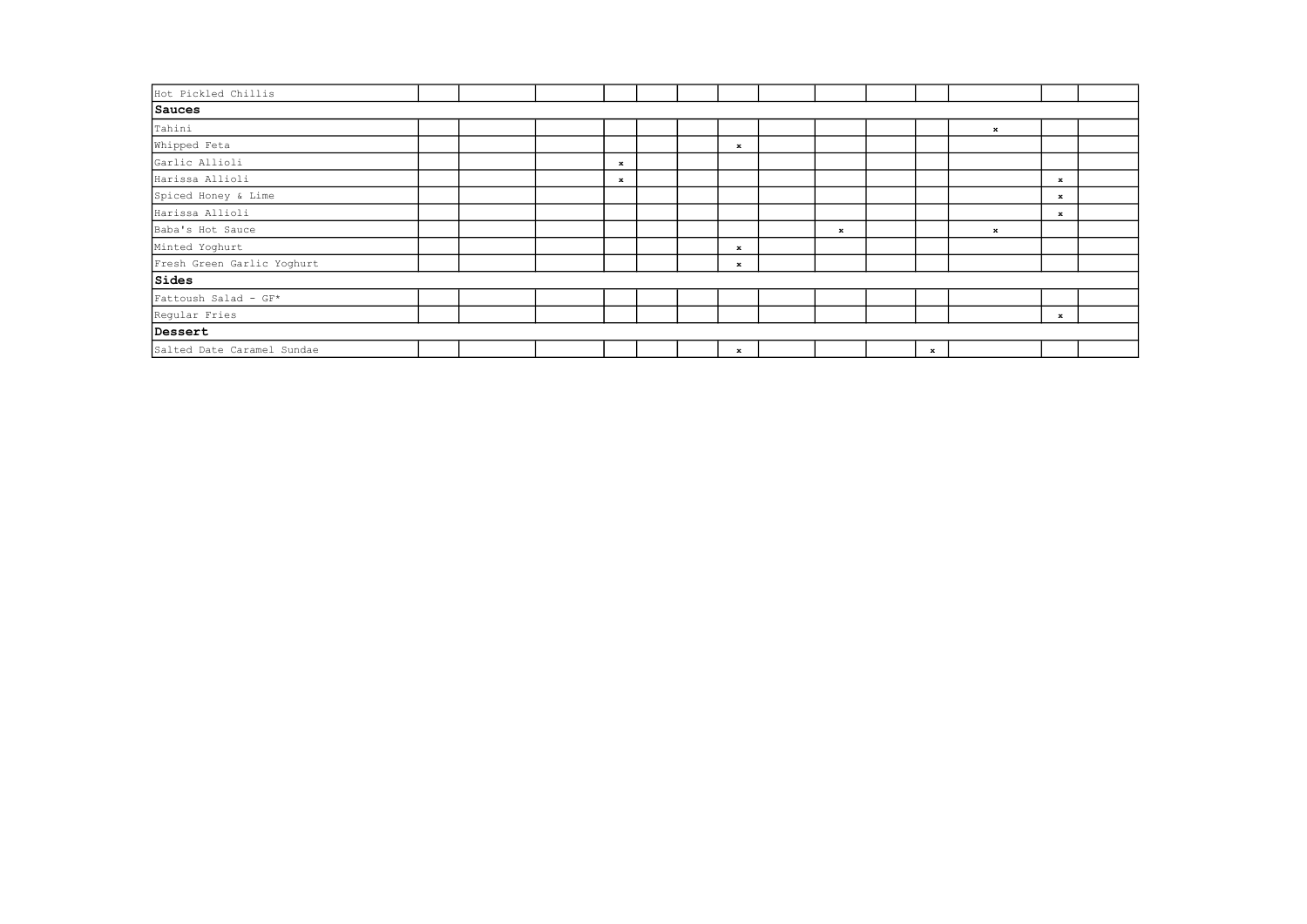| | | | | | | | | | | | | | | |
|---|---|---|---|---|---|---|---|---|---|---|---|---|---|---|
| Hot Pickled Chillis | | | | | | | | | | | | | | |
| **Sauces** | | | | | | | | | | | | | | |
| Tahini | | | | | | | | | | | | x | | |
| Whipped Feta | | | | | | | x | | | | | | | |
| Garlic Allioli | | | | x | | | | | | | | | | |
| Harissa Allioli | | | | x | | | | | | | | | x | |
| Spiced Honey & Lime | | | | | | | | | | | | | x | |
| Harissa Allioli | | | | | | | | | | | | | x | |
| Baba's Hot Sauce | | | | | | | | | x | | | x | | |
| Minted Yoghurt | | | | | | | x | | | | | | | |
| Fresh Green Garlic Yoghurt | | | | | | | x | | | | | | | |
| **Sides** | | | | | | | | | | | | | | |
| Fattoush Salad - GF* | | | | | | | | | | | | | | |
| Regular Fries | | | | | | | | | | | | | x | |
| **Dessert** | | | | | | | | | | | | | | |
| Salted Date Caramel Sundae | | | | | | | x | | | | x | | | |